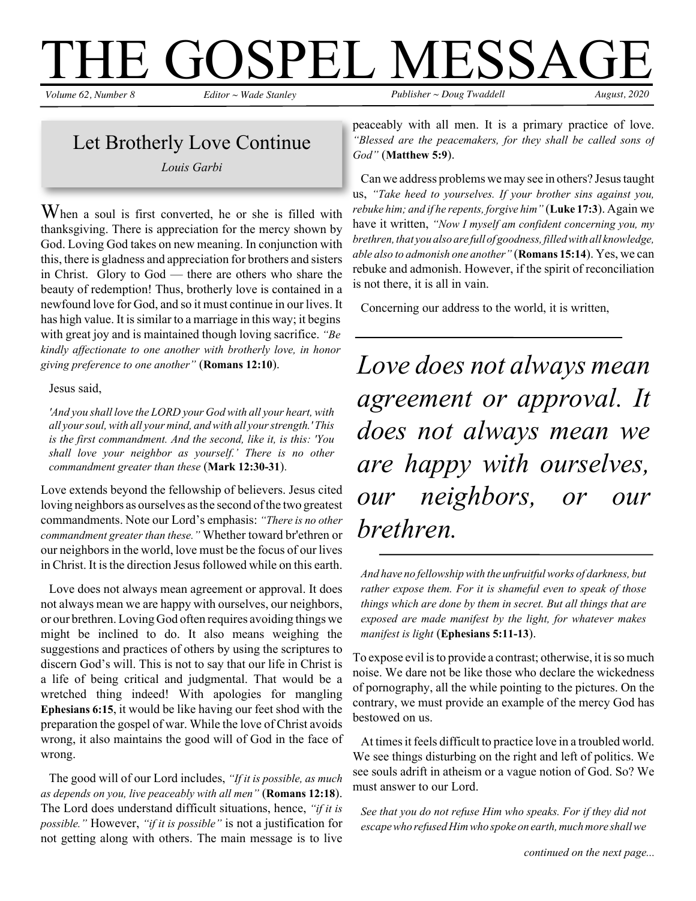# THE GOSPEL MESSAGE

*Volume 62, Number 8* *Editor ~ Wade Stanley* *Publisher ~ Doug Twaddell* *August, 2020*

## Let Brotherly Love Continue

*Louis Garbi*

When a soul is first converted, he or she is filled with thanksgiving. There is appreciation for the mercy shown by God. Loving God takes on new meaning. In conjunction with this, there is gladness and appreciation for brothers and sisters in Christ. Glory to God — there are others who share the beauty of redemption! Thus, brotherly love is contained in a newfound love for God, and so it must continue in our lives. It has high value. It is similar to a marriage in this way; it begins with great joy and is maintained though loving sacrifice. *"Be kindly affectionate to one another with brotherly love, in honor giving preference to one another"* (**Romans 12:10**).

Jesus said,

> *'And you shall love the LORD your God with all your heart, with all your soul, with all your mind, and with all your strength.' This is the first commandment. And the second, like it, is this: 'You shall love your neighbor as yourself.' There is no other commandment greater than these* (**Mark 12:30-31**).

Love extends beyond the fellowship of believers. Jesus cited loving neighbors as ourselves as the second of the two greatest commandments. Note our Lord's emphasis: *"There is no other commandment greater than these."* Whether toward br'ethren or our neighbors in the world, love must be the focus of our lives in Christ. It is the direction Jesus followed while on this earth.

Love does not always mean agreement or approval. It does not always mean we are happy with ourselves, our neighbors, or our brethren. Loving God often requires avoiding things we might be inclined to do. It also means weighing the suggestions and practices of others by using the scriptures to discern God's will. This is not to say that our life in Christ is a life of being critical and judgmental. That would be a wretched thing indeed! With apologies for mangling **Ephesians 6:15**, it would be like having our feet shod with the preparation the gospel of war. While the love of Christ avoids wrong, it also maintains the good will of God in the face of wrong.

The good will of our Lord includes, *"If it is possible, as much as depends on you, live peaceably with all men"* (**Romans 12:18**). The Lord does understand difficult situations, hence, *"if it is possible."* However, *"if it is possible"* is not a justification for not getting along with others. The main message is to live peaceably with all men. It is a primary practice of love. *"Blessed are the peacemakers, for they shall be called sons of God"* (**Matthew 5:9**).

Can we address problems we may see in others? Jesus taught us, *"Take heed to yourselves. If your brother sins against you, rebuke him; and if he repents, forgive him"* (**Luke 17:3**). Again we have it written, *"Now I myself am confident concerning you, my brethren, that you also are full of goodness, filled with all knowledge, able also to admonish one another"* (**Romans 15:14**). Yes, we can rebuke and admonish. However, if the spirit of reconciliation is not there, it is all in vain.

Concerning our address to the world, it is written,

> *Love does not always mean agreement or approval. It does not always mean we are happy with ourselves, our neighbors, or our brethren.*

> *And have no fellowship with the unfruitful works of darkness, but rather expose them. For it is shameful even to speak of those things which are done by them in secret. But all things that are exposed are made manifest by the light, for whatever makes manifest is light* (**Ephesians 5:11-13**).

To expose evil is to provide a contrast; otherwise, it is so much noise. We dare not be like those who declare the wickedness of pornography, all the while pointing to the pictures. On the contrary, we must provide an example of the mercy God has bestowed on us.

At times it feels difficult to practice love in a troubled world. We see things disturbing on the right and left of politics. We see souls adrift in atheism or a vague notion of God. So? We must answer to our Lord.

> *See that you do not refuse Him who speaks. For if they did not escape who refused Him who spoke on earth, much more shall we*

*continued on the next page...*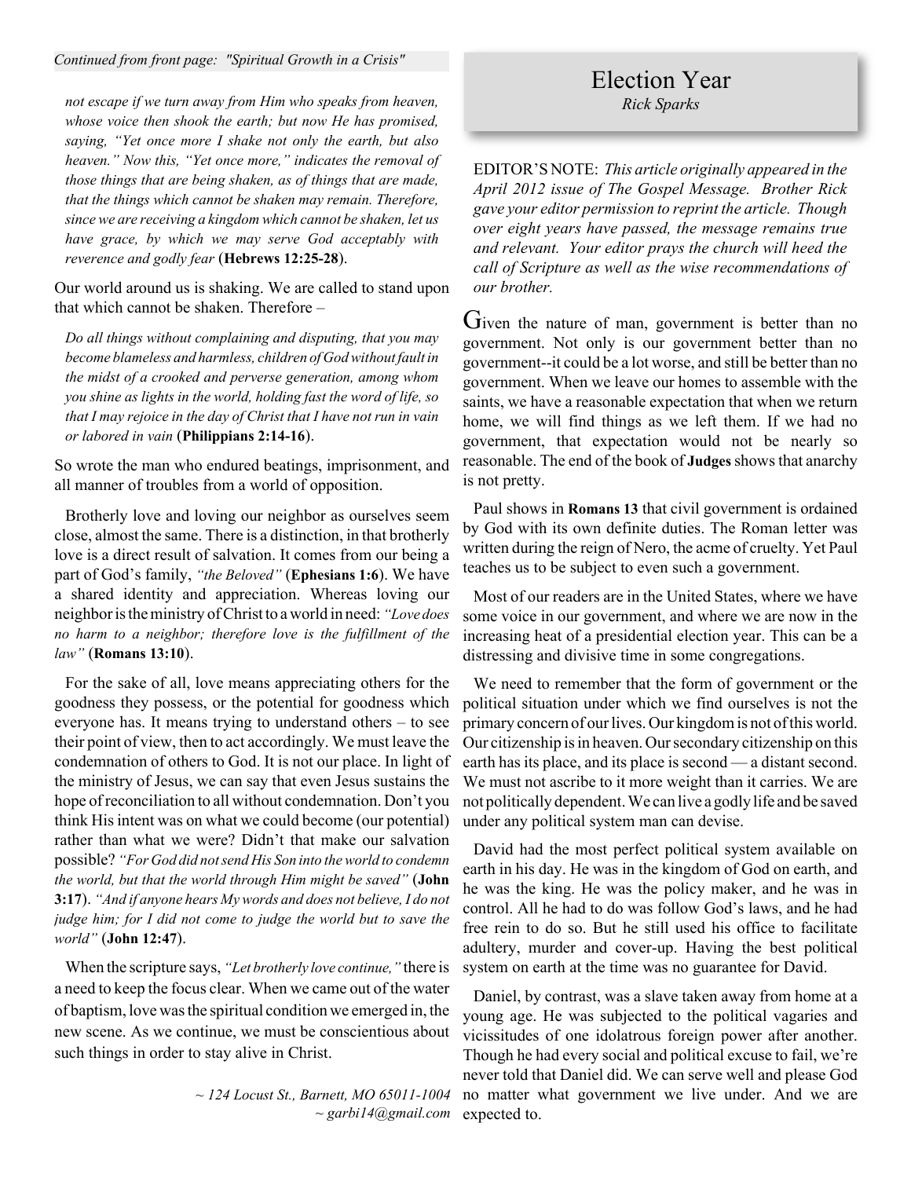*Continued from front page: "Spiritual Growth in a Crisis"*

> *not escape if we turn away from Him who speaks from heaven, whose voice then shook the earth; but now He has promised, saying, "Yet once more I shake not only the earth, but also heaven." Now this, "Yet once more," indicates the removal of those things that are being shaken, as of things that are made, that the things which cannot be shaken may remain. Therefore, since we are receiving a kingdom which cannot be shaken, let us have grace, by which we may serve God acceptably with reverence and godly fear* (**Hebrews 12:25-28**).

Our world around us is shaking. We are called to stand upon that which cannot be shaken. Therefore –

> *Do all things without complaining and disputing, that you may become blameless and harmless, children of God without fault in the midst of a crooked and perverse generation, among whom you shine as lights in the world, holding fast the word of life, so that I may rejoice in the day of Christ that I have not run in vain or labored in vain* (**Philippians 2:14-16**).

So wrote the man who endured beatings, imprisonment, and all manner of troubles from a world of opposition.

Brotherly love and loving our neighbor as ourselves seem close, almost the same. There is a distinction, in that brotherly love is a direct result of salvation. It comes from our being a part of God's family, *"the Beloved"* (**Ephesians 1:6**). We have a shared identity and appreciation. Whereas loving our neighbor is the ministry of Christ to a world in need: *"Love does no harm to a neighbor; therefore love is the fulfillment of the law"* (**Romans 13:10**).

For the sake of all, love means appreciating others for the goodness they possess, or the potential for goodness which everyone has. It means trying to understand others – to see their point of view, then to act accordingly. We must leave the condemnation of others to God. It is not our place. In light of the ministry of Jesus, we can say that even Jesus sustains the hope of reconciliation to all without condemnation. Don't you think His intent was on what we could become (our potential) rather than what we were? Didn't that make our salvation possible? *"For God did not send His Son into the world to condemn the world, but that the world through Him might be saved"* (**John 3:17**). *"And if anyone hears My words and does not believe, I do not judge him; for I did not come to judge the world but to save the world"* (**John 12:47**).

When the scripture says, *"Let brotherly love continue,"* there is a need to keep the focus clear. When we came out of the water of baptism, love was the spiritual condition we emerged in, the new scene. As we continue, we must be conscientious about such things in order to stay alive in Christ.

*~ 124 Locust St., Barnett, MO 65011-1004*
*~ garbi14@gmail.com*

# Election Year

*Rick Sparks*

EDITOR'S NOTE: *This article originally appeared in the April 2012 issue of The Gospel Message. Brother Rick gave your editor permission to reprint the article. Though over eight years have passed, the message remains true and relevant. Your editor prays the church will heed the call of Scripture as well as the wise recommendations of our brother.*

Given the nature of man, government is better than no government. Not only is our government better than no government--it could be a lot worse, and still be better than no government. When we leave our homes to assemble with the saints, we have a reasonable expectation that when we return home, we will find things as we left them. If we had no government, that expectation would not be nearly so reasonable. The end of the book of **Judges** shows that anarchy is not pretty.

Paul shows in **Romans 13** that civil government is ordained by God with its own definite duties. The Roman letter was written during the reign of Nero, the acme of cruelty. Yet Paul teaches us to be subject to even such a government.

Most of our readers are in the United States, where we have some voice in our government, and where we are now in the increasing heat of a presidential election year. This can be a distressing and divisive time in some congregations.

We need to remember that the form of government or the political situation under which we find ourselves is not the primary concern of our lives. Our kingdom is not of this world. Our citizenship is in heaven. Our secondary citizenship on this earth has its place, and its place is second — a distant second. We must not ascribe to it more weight than it carries. We are not politically dependent. We can live a godly life and be saved under any political system man can devise.

David had the most perfect political system available on earth in his day. He was in the kingdom of God on earth, and he was the king. He was the policy maker, and he was in control. All he had to do was follow God's laws, and he had free rein to do so. But he still used his office to facilitate adultery, murder and cover-up. Having the best political system on earth at the time was no guarantee for David.

Daniel, by contrast, was a slave taken away from home at a young age. He was subjected to the political vagaries and vicissitudes of one idolatrous foreign power after another. Though he had every social and political excuse to fail, we're never told that Daniel did. We can serve well and please God no matter what government we live under. And we are expected to.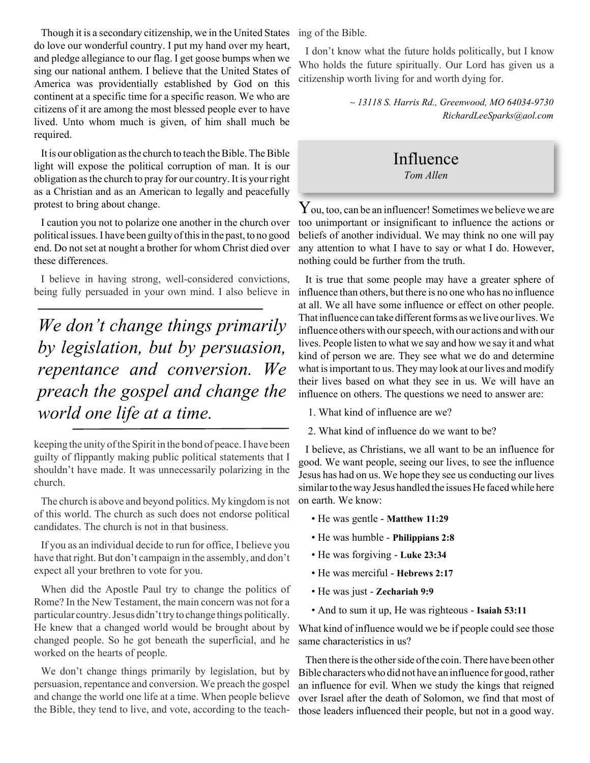Though it is a secondary citizenship, we in the United States do love our wonderful country. I put my hand over my heart, and pledge allegiance to our flag. I get goose bumps when we sing our national anthem. I believe that the United States of America was providentially established by God on this continent at a specific time for a specific reason. We who are citizens of it are among the most blessed people ever to have lived. Unto whom much is given, of him shall much be required.

It is our obligation as the church to teach the Bible. The Bible light will expose the political corruption of man. It is our obligation as the church to pray for our country. It is your right as a Christian and as an American to legally and peacefully protest to bring about change.

I caution you not to polarize one another in the church over political issues. I have been guilty of this in the past, to no good end. Do not set at nought a brother for whom Christ died over these differences.

I believe in having strong, well-considered convictions, being fully persuaded in your own mind. I also believe in keeping the unity of the Spirit in the bond of peace. I have been guilty of flippantly making public political statements that I shouldn't have made. It was unnecessarily polarizing in the church.

*We don't change things primarily by legislation, but by persuasion, repentance and conversion. We preach the gospel and change the world one life at a time.*

The church is above and beyond politics. My kingdom is not of this world. The church as such does not endorse political candidates. The church is not in that business.

If you as an individual decide to run for office, I believe you have that right. But don't campaign in the assembly, and don't expect all your brethren to vote for you.

When did the Apostle Paul try to change the politics of Rome? In the New Testament, the main concern was not for a particular country. Jesus didn't try to change things politically. He knew that a changed world would be brought about by changed people. So he got beneath the superficial, and he worked on the hearts of people.

We don't change things primarily by legislation, but by persuasion, repentance and conversion. We preach the gospel and change the world one life at a time. When people believe the Bible, they tend to live, and vote, according to the teaching of the Bible.

I don't know what the future holds politically, but I know Who holds the future spiritually. Our Lord has given us a citizenship worth living for and worth dying for.

*~ 13118 S. Harris Rd., Greenwood, MO 64034-9730*
*RichardLeeSparks@aol.com*

## Influence

*Tom Allen*

You, too, can be an influencer! Sometimes we believe we are too unimportant or insignificant to influence the actions or beliefs of another individual. We may think no one will pay any attention to what I have to say or what I do. However, nothing could be further from the truth.

It is true that some people may have a greater sphere of influence than others, but there is no one who has no influence at all. We all have some influence or effect on other people. That influence can take different forms as we live our lives. We influence others with our speech, with our actions and with our lives. People listen to what we say and how we say it and what kind of person we are. They see what we do and determine what is important to us. They may look at our lives and modify their lives based on what they see in us. We will have an influence on others. The questions we need to answer are:

1. What kind of influence are we?
2. What kind of influence do we want to be?

I believe, as Christians, we all want to be an influence for good. We want people, seeing our lives, to see the influence Jesus has had on us. We hope they see us conducting our lives similar to the way Jesus handled the issues He faced while here on earth. We know:

- He was gentle - **Matthew 11:29**
- He was humble - **Philippians 2:8**
- He was forgiving - **Luke 23:34**
- He was merciful - **Hebrews 2:17**
- He was just - **Zechariah 9:9**
- And to sum it up, He was righteous - **Isaiah 53:11**

What kind of influence would we be if people could see those same characteristics in us?

Then there is the other side of the coin. There have been other Bible characters who did not have an influence for good, rather an influence for evil. When we study the kings that reigned over Israel after the death of Solomon, we find that most of those leaders influenced their people, but not in a good way.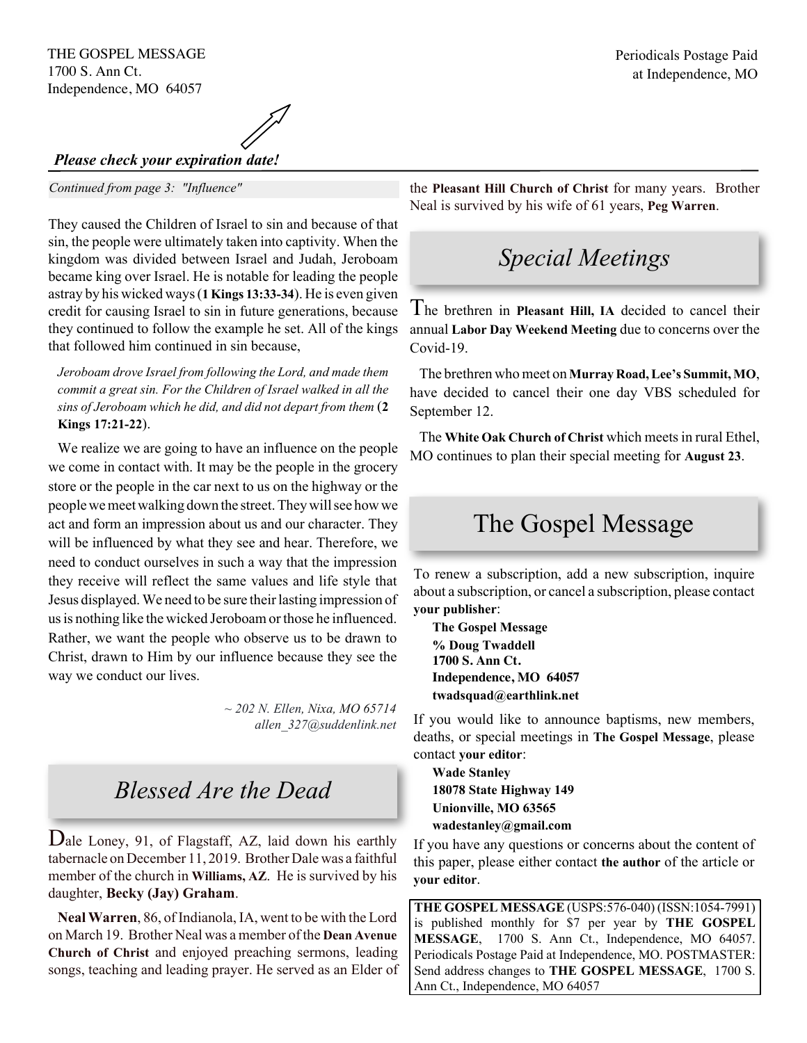THE GOSPEL MESSAGE
1700 S. Ann Ct.
Independence, MO 64057

Periodicals Postage Paid
at Independence, MO

***Please check your expiration date!***

*Continued from page 3: "Influence"*

They caused the Children of Israel to sin and because of that sin, the people were ultimately taken into captivity. When the kingdom was divided between Israel and Judah, Jeroboam became king over Israel. He is notable for leading the people astray by his wicked ways (**1 Kings 13:33-34**). He is even given credit for causing Israel to sin in future generations, because they continued to follow the example he set. All of the kings that followed him continued in sin because,

> *Jeroboam drove Israel from following the Lord, and made them commit a great sin. For the Children of Israel walked in all the sins of Jeroboam which he did, and did not depart from them* (**2 Kings 17:21-22**).

We realize we are going to have an influence on the people we come in contact with. It may be the people in the grocery store or the people in the car next to us on the highway or the people we meet walking down the street. They will see how we act and form an impression about us and our character. They will be influenced by what they see and hear. Therefore, we need to conduct ourselves in such a way that the impression they receive will reflect the same values and life style that Jesus displayed. We need to be sure their lasting impression of us is nothing like the wicked Jeroboam or those he influenced. Rather, we want the people who observe us to be drawn to Christ, drawn to Him by our influence because they see the way we conduct our lives.

*~ 202 N. Ellen, Nixa, MO 65714*
*allen_327@suddenlink.net*

## *Blessed Are the Dead*

Dale Loney, 91, of Flagstaff, AZ, laid down his earthly tabernacle on December 11, 2019. Brother Dale was a faithful member of the church in **Williams, AZ**. He is survived by his daughter, **Becky (Jay) Graham**.

**Neal Warren**, 86, of Indianola, IA, went to be with the Lord on March 19. Brother Neal was a member of the **Dean Avenue Church of Christ** and enjoyed preaching sermons, leading songs, teaching and leading prayer. He served as an Elder of the **Pleasant Hill Church of Christ** for many years. Brother Neal is survived by his wife of 61 years, **Peg Warren**.

## *Special Meetings*

The brethren in **Pleasant Hill, IA** decided to cancel their annual **Labor Day Weekend Meeting** due to concerns over the Covid-19.

The brethren who meet on **Murray Road, Lee's Summit, MO**, have decided to cancel their one day VBS scheduled for September 12.

The **White Oak Church of Christ** which meets in rural Ethel, MO continues to plan their special meeting for **August 23**.

## The Gospel Message

To renew a subscription, add a new subscription, inquire about a subscription, or cancel a subscription, please contact **your publisher**:

**The Gospel Message**
**% Doug Twaddell**
**1700 S. Ann Ct.**
**Independence, MO 64057**
**twadsquad@earthlink.net**

If you would like to announce baptisms, new members, deaths, or special meetings in **The Gospel Message**, please contact **your editor**:

**Wade Stanley**
**18078 State Highway 149**
**Unionville, MO 63565**
**wadestanley@gmail.com**

If you have any questions or concerns about the content of this paper, please either contact **the author** of the article or **your editor**.

**THE GOSPEL MESSAGE** (USPS:576-040) (ISSN:1054-7991) is published monthly for $7 per year by **THE GOSPEL MESSAGE**, 1700 S. Ann Ct., Independence, MO 64057. Periodicals Postage Paid at Independence, MO. POSTMASTER: Send address changes to **THE GOSPEL MESSAGE**, 1700 S. Ann Ct., Independence, MO 64057